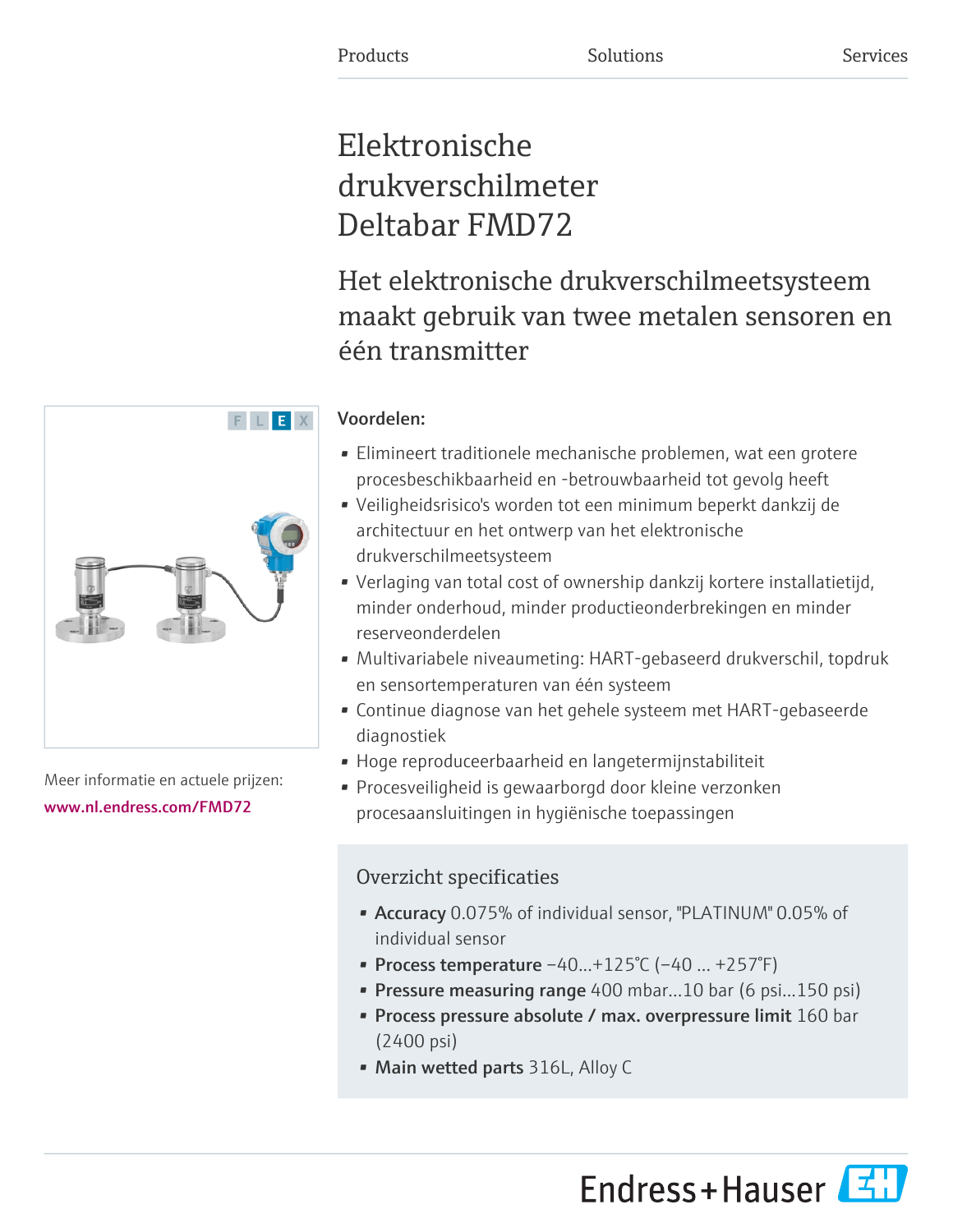Products Solutions Services

# Elektronische drukverschilmeter Deltabar FMD72

## Het elektronische drukverschilmeetsysteem maakt gebruik van twee metalen sensoren en één transmitter

Meer informatie en actuele prijzen:
www.nl.endress.com/FMD72

**Voordelen:**

- Elimineert traditionele mechanische problemen, wat een grotere procesbeschikbaarheid en -betrouwbaarheid tot gevolg heeft
- Veiligheidsrisico's worden tot een minimum beperkt dankzij de architectuur en het ontwerp van het elektronische drukverschilmeetsysteem
- Verlaging van total cost of ownership dankzij kortere installatietijd, minder onderhoud, minder productieonderbrekingen en minder reserveonderdelen
- Multivariabele niveaumeting: HART-gebaseerd drukverschil, topdruk en sensortemperaturen van één systeem
- Continue diagnose van het gehele systeem met HART-gebaseerde diagnostiek
- Hoge reproduceerbaarheid en langetermijnstabiliteit
- Procesveiligheid is gewaarborgd door kleine verzonken procesaansluitingen in hygiënische toepassingen

### Overzicht specificaties

- **Accuracy** 0.075% of individual sensor, "PLATINUM" 0.05% of individual sensor
- **Process temperature** −40...+125°C (−40 ... +257°F)
- **Pressure measuring range** 400 mbar...10 bar (6 psi...150 psi)
- **Process pressure absolute / max. overpressure limit** 160 bar (2400 psi)
- **Main wetted parts** 316L, Alloy C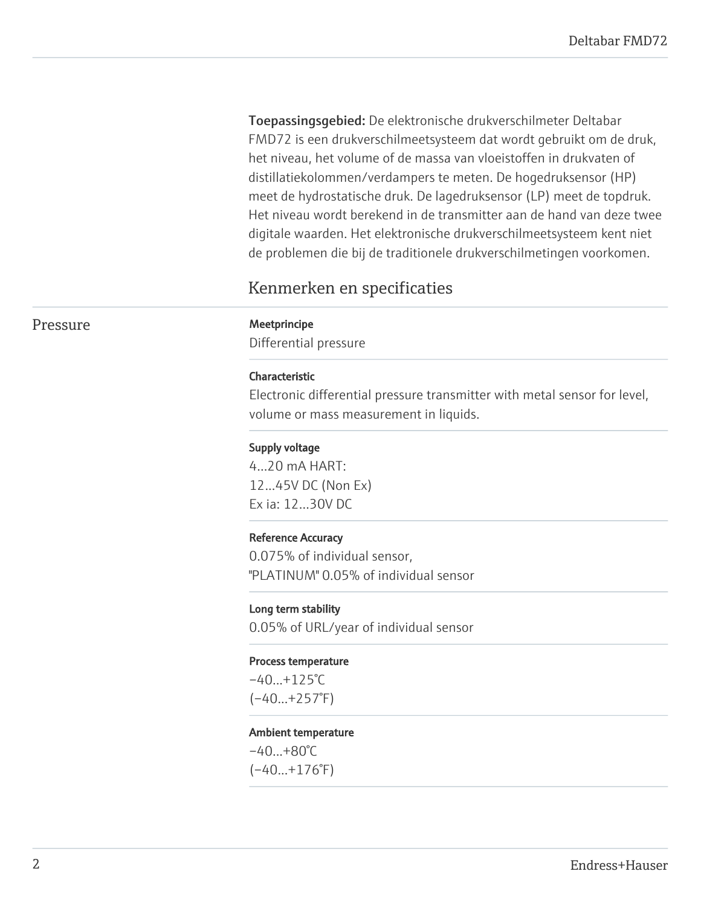**Toepassingsgebied:** De elektronische drukverschilmeter Deltabar FMD72 is een drukverschilmeetsysteem dat wordt gebruikt om de druk, het niveau, het volume of de massa van vloeistoffen in drukvaten of distillatiekolommen/verdampers te meten. De hogedruksensor (HP) meet de hydrostatische druk. De lagedruksensor (LP) meet de topdruk. Het niveau wordt berekend in de transmitter aan de hand van deze twee digitale waarden. Het elektronische drukverschilmeetsysteem kent niet de problemen die bij de traditionele drukverschilmetingen voorkomen.

## Kenmerken en specificaties

### Pressure

**Meetprincipe**
Differential pressure

**Characteristic**
Electronic differential pressure transmitter with metal sensor for level, volume or mass measurement in liquids.

**Supply voltage**
4...20 mA HART:
12...45V DC (Non Ex)
Ex ia: 12...30V DC

**Reference Accuracy**
0.075% of individual sensor,
"PLATINUM" 0.05% of individual sensor

**Long term stability**
0.05% of URL/year of individual sensor

**Process temperature**
−40...+125°C
(−40...+257°F)

**Ambient temperature**
−40...+80°C
(−40...+176°F)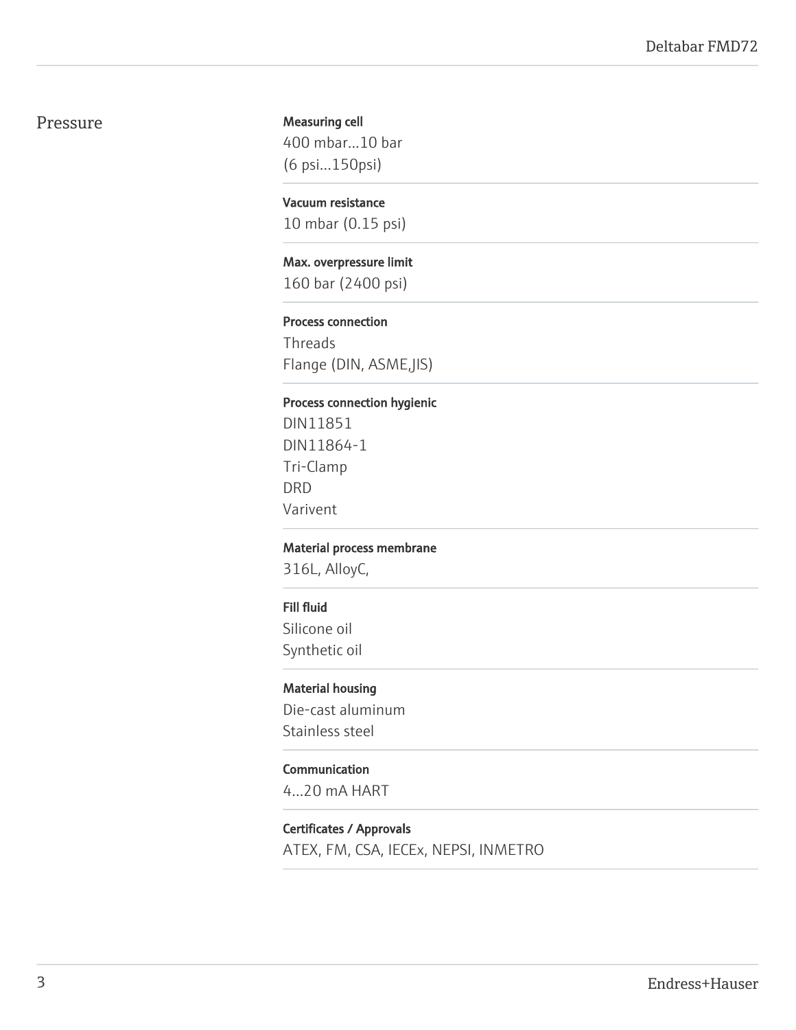## Pressure

**Measuring cell**
400 mbar...10 bar
(6 psi...150psi)

**Vacuum resistance**
10 mbar (0.15 psi)

**Max. overpressure limit**
160 bar (2400 psi)

**Process connection**
Threads
Flange (DIN, ASME,JIS)

**Process connection hygienic**
DIN11851
DIN11864-1
Tri-Clamp
DRD
Varivent

**Material process membrane**
316L, AlloyC,

**Fill fluid**
Silicone oil
Synthetic oil

**Material housing**
Die-cast aluminum
Stainless steel

**Communication**
4...20 mA HART

**Certificates / Approvals**
ATEX, FM, CSA, IECEx, NEPSI, INMETRO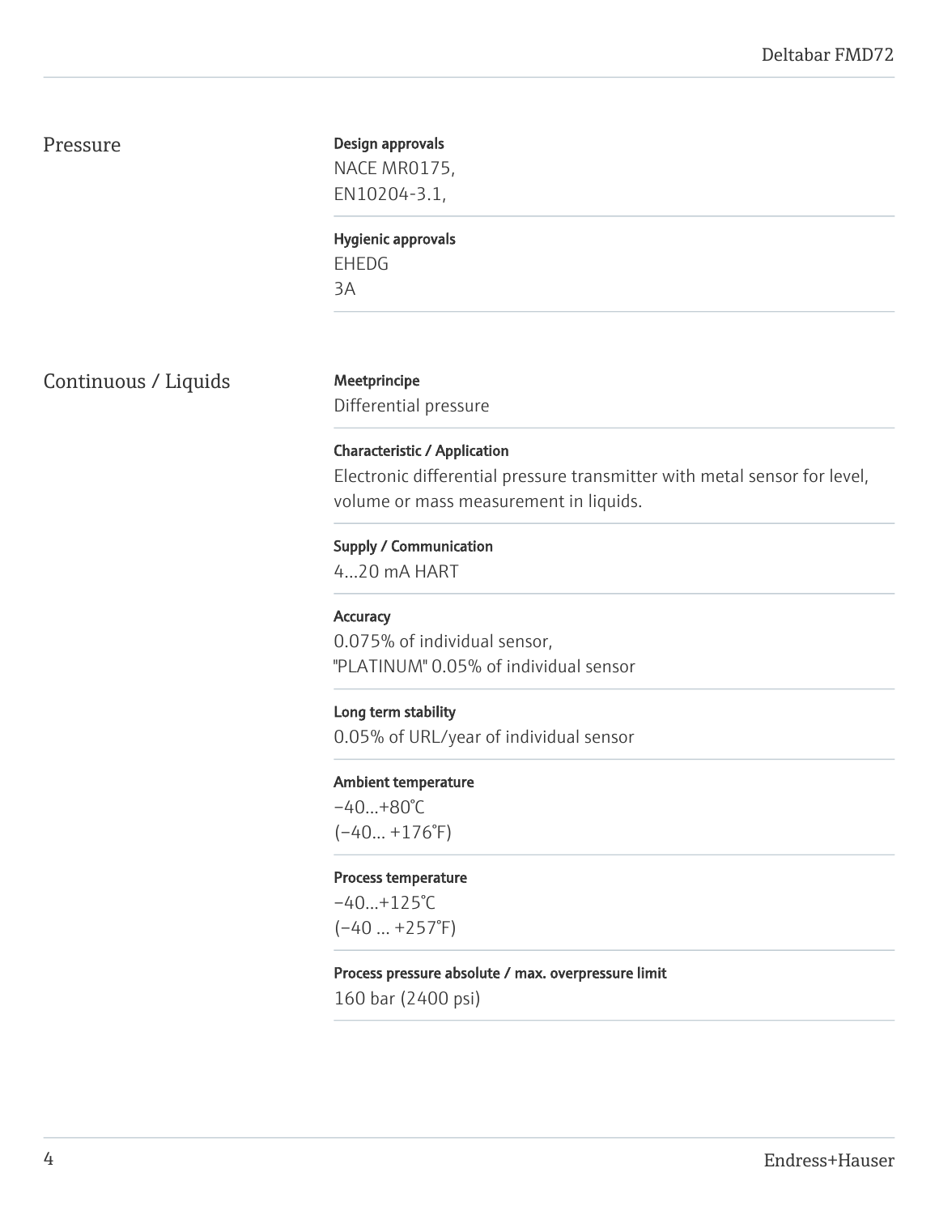## Pressure

**Design approvals**
NACE MR0175,
EN10204-3.1,

**Hygienic approvals**
EHEDG
3A

## Continuous / Liquids

**Meetprincipe**
Differential pressure

**Characteristic / Application**
Electronic differential pressure transmitter with metal sensor for level, volume or mass measurement in liquids.

**Supply / Communication**
4...20 mA HART

**Accuracy**
0.075% of individual sensor,
"PLATINUM" 0.05% of individual sensor

**Long term stability**
0.05% of URL/year of individual sensor

**Ambient temperature**
−40...+80°C
(−40... +176°F)

**Process temperature**
−40...+125°C
(−40 ... +257°F)

**Process pressure absolute / max. overpressure limit**
160 bar (2400 psi)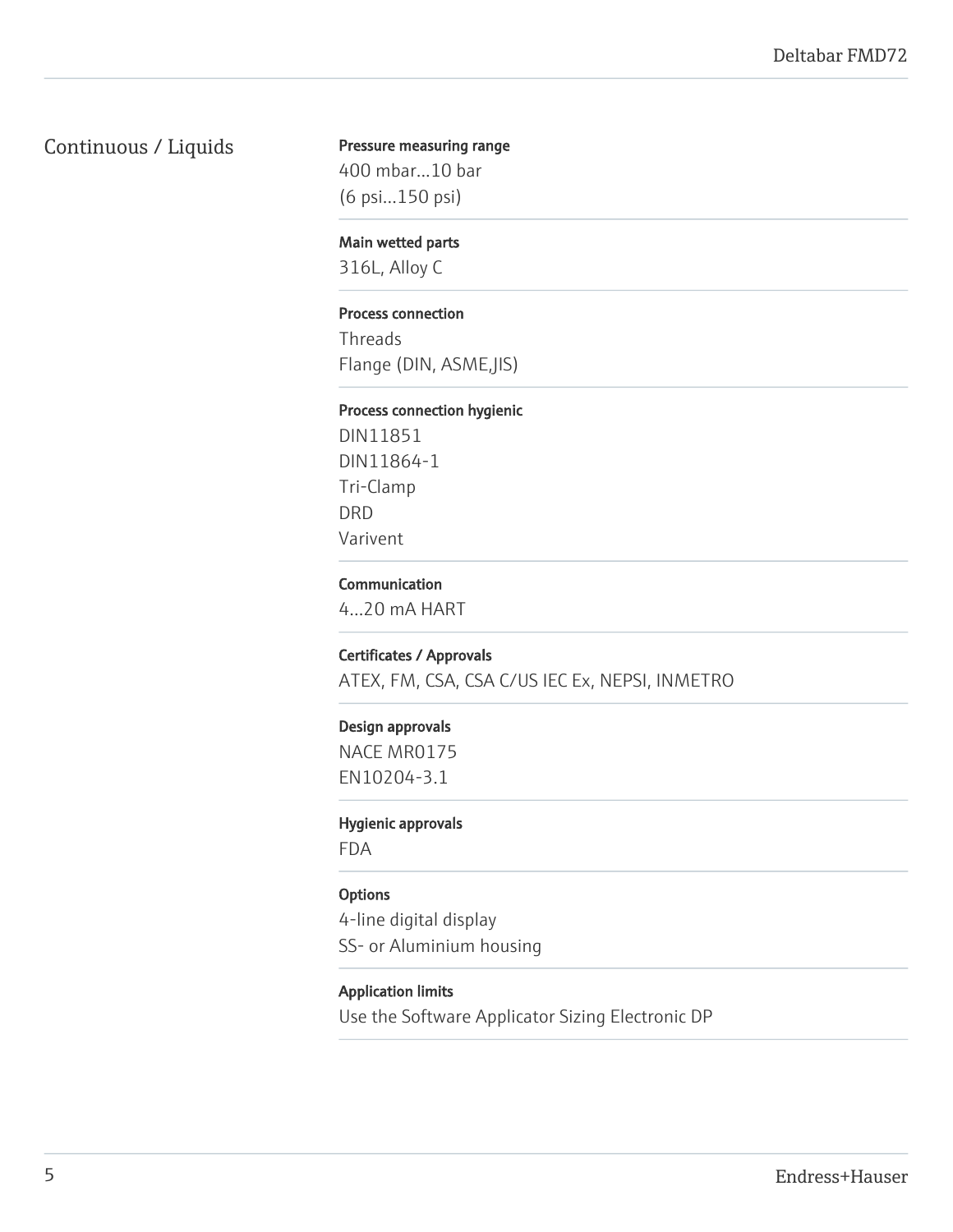## Continuous / Liquids

**Pressure measuring range**

400 mbar...10 bar
(6 psi...150 psi)

**Main wetted parts**

316L, Alloy C

**Process connection**

Threads
Flange (DIN, ASME,JIS)

**Process connection hygienic**

DIN11851
DIN11864-1
Tri-Clamp
DRD
Varivent

**Communication**

4...20 mA HART

**Certificates / Approvals**

ATEX, FM, CSA, CSA C/US IEC Ex, NEPSI, INMETRO

**Design approvals**

NACE MR0175
EN10204-3.1

**Hygienic approvals**

FDA

**Options**

4-line digital display
SS- or Aluminium housing

**Application limits**

Use the Software Applicator Sizing Electronic DP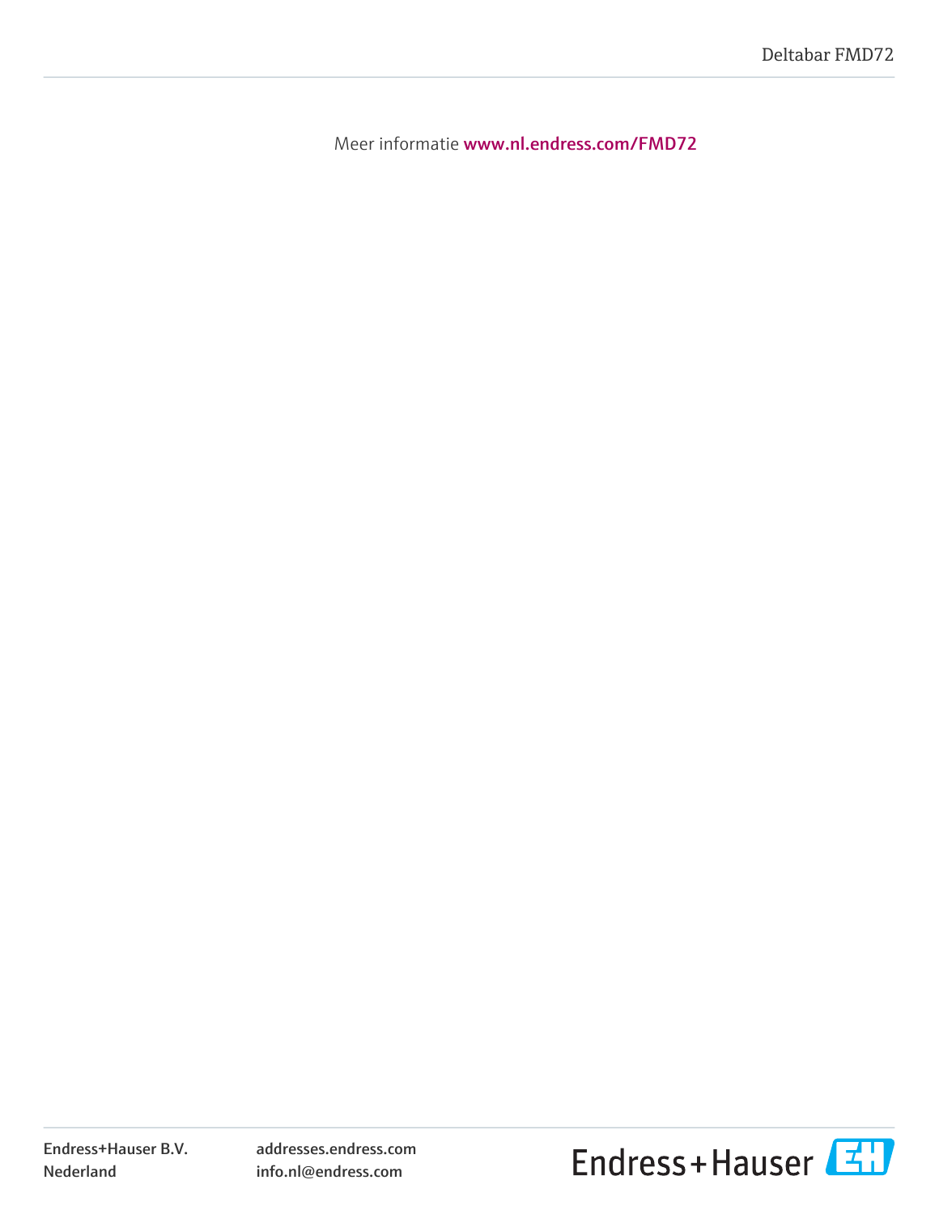Meer informatie **www.nl.endress.com/FMD72**

Endress+Hauser B.V.
Nederland

addresses.endress.com
info.nl@endress.com